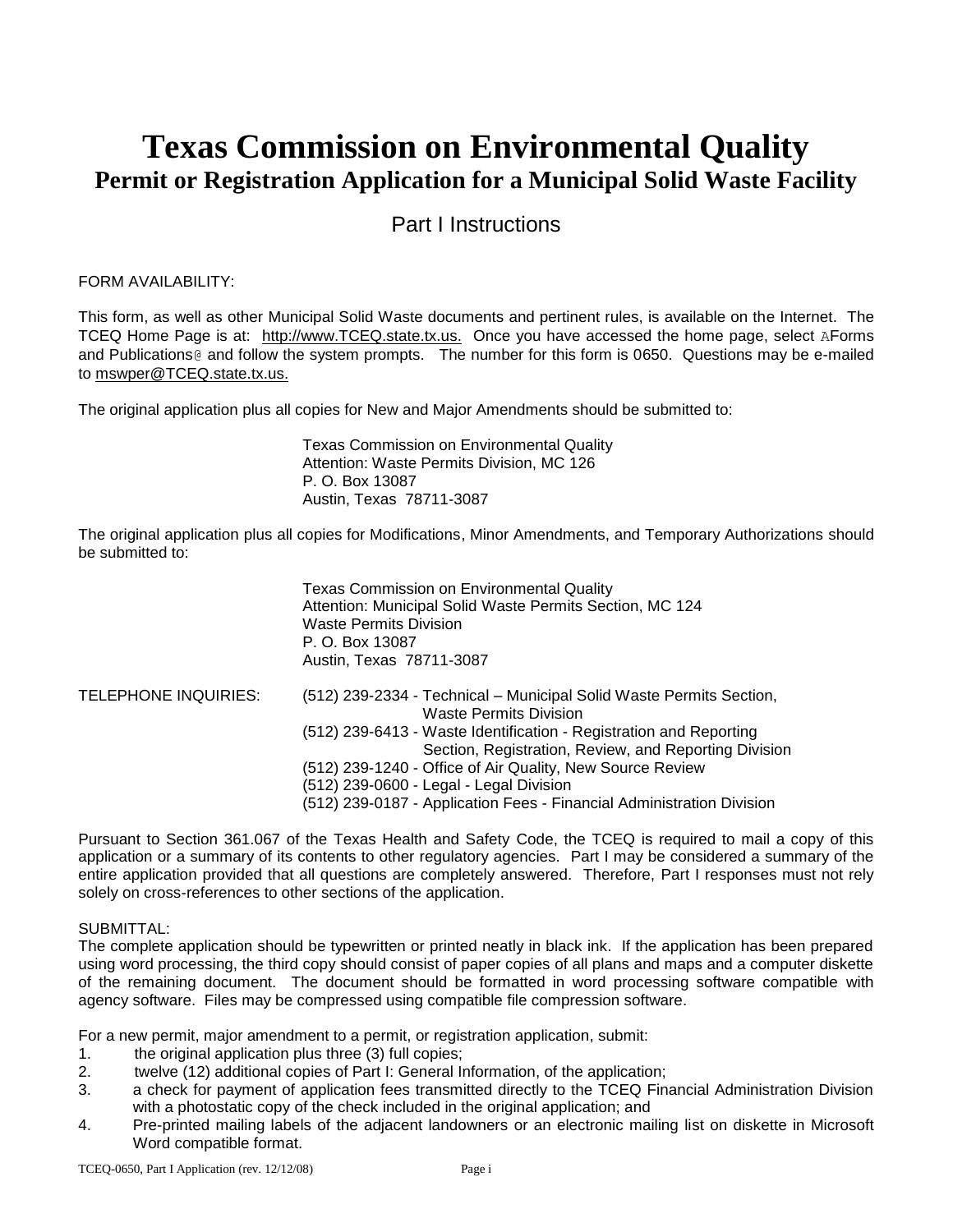# Texas Commission on Environmental Quality

## Permit or Registration Application for a Municipal Solid Waste Facility

### Part I Instructions

FORM AVAILABILITY:

This form, as well as other Municipal Solid Waste documents and pertinent rules, is available on the Internet. The TCEQ Home Page is at: http://www.TCEQ.state.tx.us. Once you have accessed the home page, select AForms and Publications@ and follow the system prompts. The number for this form is 0650. Questions may be e-mailed to mswper@TCEQ.state.tx.us.

The original application plus all copies for New and Major Amendments should be submitted to:

> Texas Commission on Environmental Quality
> Attention: Waste Permits Division, MC 126
> P. O. Box 13087
> Austin, Texas 78711-3087

The original application plus all copies for Modifications, Minor Amendments, and Temporary Authorizations should be submitted to:

> Texas Commission on Environmental Quality
> Attention: Municipal Solid Waste Permits Section, MC 124
> Waste Permits Division
> P. O. Box 13087
> Austin, Texas 78711-3087

TELEPHONE INQUIRIES:

- (512) 239-2334 - Technical – Municipal Solid Waste Permits Section, Waste Permits Division
- (512) 239-6413 - Waste Identification - Registration and Reporting Section, Registration, Review, and Reporting Division
- (512) 239-1240 - Office of Air Quality, New Source Review
- (512) 239-0600 - Legal - Legal Division
- (512) 239-0187 - Application Fees - Financial Administration Division

Pursuant to Section 361.067 of the Texas Health and Safety Code, the TCEQ is required to mail a copy of this application or a summary of its contents to other regulatory agencies. Part I may be considered a summary of the entire application provided that all questions are completely answered. Therefore, Part I responses must not rely solely on cross-references to other sections of the application.

SUBMITTAL:

The complete application should be typewritten or printed neatly in black ink. If the application has been prepared using word processing, the third copy should consist of paper copies of all plans and maps and a computer diskette of the remaining document. The document should be formatted in word processing software compatible with agency software. Files may be compressed using compatible file compression software.

For a new permit, major amendment to a permit, or registration application, submit:

1. the original application plus three (3) full copies;
2. twelve (12) additional copies of Part I: General Information, of the application;
3. a check for payment of application fees transmitted directly to the TCEQ Financial Administration Division with a photostatic copy of the check included in the original application; and
4. Pre-printed mailing labels of the adjacent landowners or an electronic mailing list on diskette in Microsoft Word compatible format.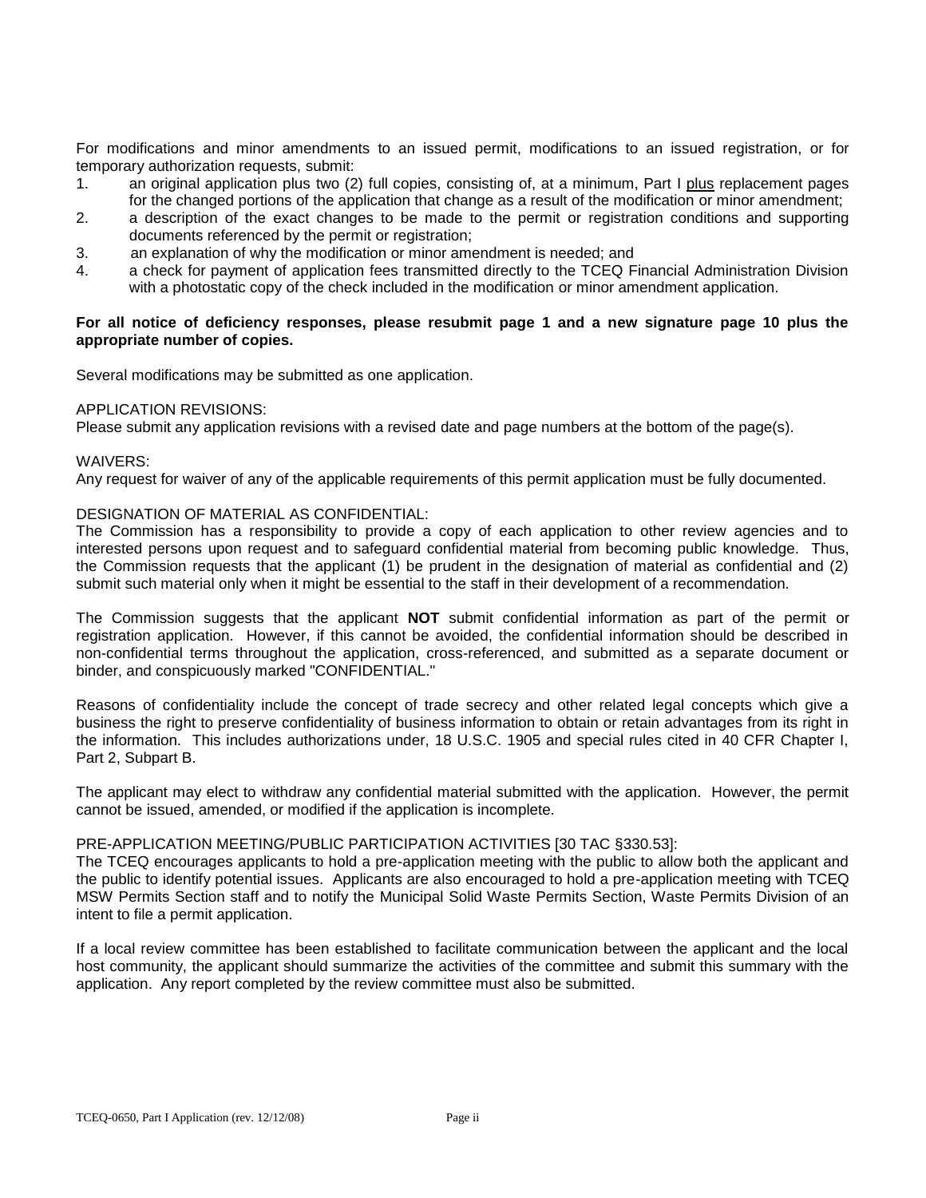For modifications and minor amendments to an issued permit, modifications to an issued registration, or for temporary authorization requests, submit:

1. an original application plus two (2) full copies, consisting of, at a minimum, Part I plus replacement pages for the changed portions of the application that change as a result of the modification or minor amendment;
2. a description of the exact changes to be made to the permit or registration conditions and supporting documents referenced by the permit or registration;
3. an explanation of why the modification or minor amendment is needed; and
4. a check for payment of application fees transmitted directly to the TCEQ Financial Administration Division with a photostatic copy of the check included in the modification or minor amendment application.

**For all notice of deficiency responses, please resubmit page 1 and a new signature page 10 plus the appropriate number of copies.**

Several modifications may be submitted as one application.

APPLICATION REVISIONS:
Please submit any application revisions with a revised date and page numbers at the bottom of the page(s).

WAIVERS:
Any request for waiver of any of the applicable requirements of this permit application must be fully documented.

DESIGNATION OF MATERIAL AS CONFIDENTIAL:
The Commission has a responsibility to provide a copy of each application to other review agencies and to interested persons upon request and to safeguard confidential material from becoming public knowledge. Thus, the Commission requests that the applicant (1) be prudent in the designation of material as confidential and (2) submit such material only when it might be essential to the staff in their development of a recommendation.

The Commission suggests that the applicant **NOT** submit confidential information as part of the permit or registration application. However, if this cannot be avoided, the confidential information should be described in non-confidential terms throughout the application, cross-referenced, and submitted as a separate document or binder, and conspicuously marked "CONFIDENTIAL."

Reasons of confidentiality include the concept of trade secrecy and other related legal concepts which give a business the right to preserve confidentiality of business information to obtain or retain advantages from its right in the information. This includes authorizations under, 18 U.S.C. 1905 and special rules cited in 40 CFR Chapter I, Part 2, Subpart B.

The applicant may elect to withdraw any confidential material submitted with the application. However, the permit cannot be issued, amended, or modified if the application is incomplete.

PRE-APPLICATION MEETING/PUBLIC PARTICIPATION ACTIVITIES [30 TAC §330.53]:
The TCEQ encourages applicants to hold a pre-application meeting with the public to allow both the applicant and the public to identify potential issues. Applicants are also encouraged to hold a pre-application meeting with TCEQ MSW Permits Section staff and to notify the Municipal Solid Waste Permits Section, Waste Permits Division of an intent to file a permit application.

If a local review committee has been established to facilitate communication between the applicant and the local host community, the applicant should summarize the activities of the committee and submit this summary with the application. Any report completed by the review committee must also be submitted.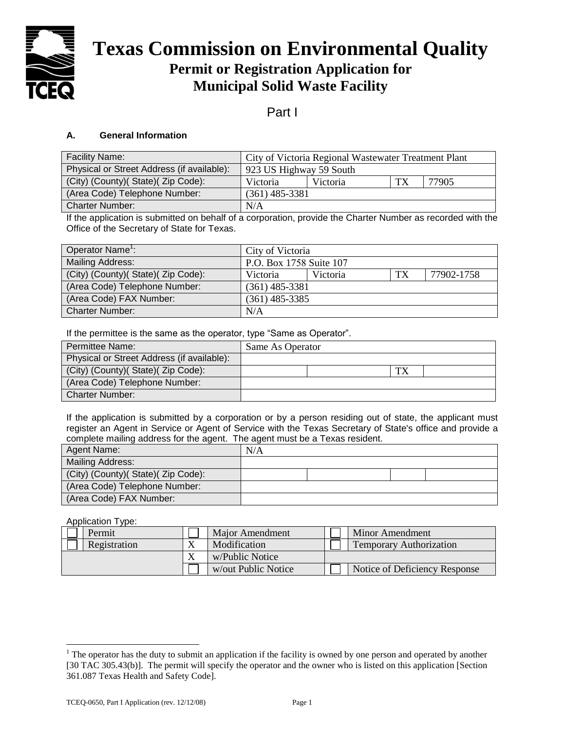# Texas Commission on Environmental Quality

## Permit or Registration Application for Municipal Solid Waste Facility

Part I

### A. General Information

| Facility Name: | City of Victoria Regional Wastewater Treatment Plant | | | |
|---|---|---|---|---|
| Physical or Street Address (if available): | 923 US Highway 59 South | | | |
| (City) (County)( State)( Zip Code): | Victoria | Victoria | TX | 77905 |
| (Area Code) Telephone Number: | (361) 485-3381 | | | |
| Charter Number: | N/A | | | |

If the application is submitted on behalf of a corporation, provide the Charter Number as recorded with the Office of the Secretary of State for Texas.

| Operator Name[1]: | City of Victoria | | | |
|---|---|---|---|---|
| Mailing Address: | P.O. Box 1758 Suite 107 | | | |
| (City) (County)( State)( Zip Code): | Victoria | Victoria | TX | 77902-1758 |
| (Area Code) Telephone Number: | (361) 485-3381 | | | |
| (Area Code) FAX Number: | (361) 485-3385 | | | |
| Charter Number: | N/A | | | |

If the permittee is the same as the operator, type "Same as Operator".

| Permittee Name: | Same As Operator | | | |
|---|---|---|---|---|
| Physical or Street Address (if available): | | | | |
| (City) (County)( State)( Zip Code): | | | TX | |
| (Area Code) Telephone Number: | | | | |
| Charter Number: | | | | |

If the application is submitted by a corporation or by a person residing out of state, the applicant must register an Agent in Service or Agent of Service with the Texas Secretary of State's office and provide a complete mailing address for the agent. The agent must be a Texas resident.

| Agent Name: | N/A | | | |
|---|---|---|---|---|
| Mailing Address: | | | | |
| (City) (County)( State)( Zip Code): | | | | |
| (Area Code) Telephone Number: | | | | |
| (Area Code) FAX Number: | | | | |

Application Type:

| | | | | | |
|---|---|---|---|---|---|
| ☐ | Permit | ☐ | Major Amendment | ☐ | Minor Amendment |
| ☐ | Registration | X | Modification | ☐ | Temporary Authorization |
| | | X | w/Public Notice | | |
| | | ☐ | w/out Public Notice | ☐ | Notice of Deficiency Response |

[1] The operator has the duty to submit an application if the facility is owned by one person and operated by another [30 TAC 305.43(b)]. The permit will specify the operator and the owner who is listed on this application [Section 361.087 Texas Health and Safety Code].

TCEQ-0650, Part I Application (rev. 12/12/08)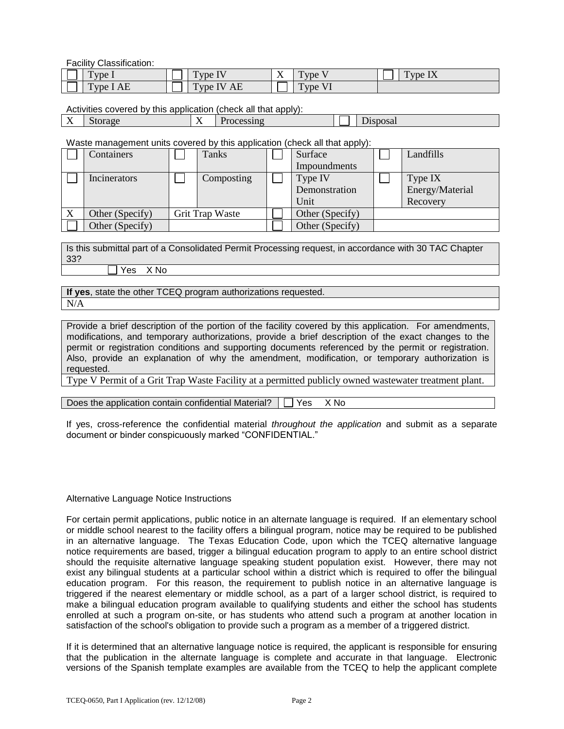Facility Classification:

| | | | | | | | |
|---|---|---|---|---|---|---|---|
| ☐ | Type I | ☐ | Type IV | X | Type V | ☐ | Type IX |
| ☐ | Type I AE | ☐ | Type IV AE | ☐ | Type VI | | |

Activities covered by this application (check all that apply):

| | | | | | |
|---|---|---|---|---|---|
| X | Storage | X | Processing | ☐ | Disposal |

Waste management units covered by this application (check all that apply):

| | | | | | | | |
|---|---|---|---|---|---|---|---|
| ☐ | Containers | ☐ | Tanks | ☐ | Surface Impoundments | ☐ | Landfills |
| ☐ | Incinerators | ☐ | Composting | ☐ | Type IV Demonstration Unit | ☐ | Type IX Energy/Material Recovery |
| X | Other (Specify) | Grit Trap Waste | | ☐ | Other (Specify) | | |
| ☐ | Other (Specify) | | | ☐ | Other (Specify) | | |

| Is this submittal part of a Consolidated Permit Processing request, in accordance with 30 TAC Chapter 33? |
|---|
| ☐ Yes X No |

| **If yes**, state the other TCEQ program authorizations requested. |
|---|
| N/A |

| Provide a brief description of the portion of the facility covered by this application. For amendments, modifications, and temporary authorizations, provide a brief description of the exact changes to the permit or registration conditions and supporting documents referenced by the permit or registration. Also, provide an explanation of why the amendment, modification, or temporary authorization is requested. |
|---|
| Type V Permit of a Grit Trap Waste Facility at a permitted publicly owned wastewater treatment plant. |

| Does the application contain confidential Material? | ☐ Yes X No |
|---|---|

If yes, cross-reference the confidential material *throughout the application* and submit as a separate document or binder conspicuously marked "CONFIDENTIAL."

Alternative Language Notice Instructions

For certain permit applications, public notice in an alternate language is required. If an elementary school or middle school nearest to the facility offers a bilingual program, notice may be required to be published in an alternative language. The Texas Education Code, upon which the TCEQ alternative language notice requirements are based, trigger a bilingual education program to apply to an entire school district should the requisite alternative language speaking student population exist. However, there may not exist any bilingual students at a particular school within a district which is required to offer the bilingual education program. For this reason, the requirement to publish notice in an alternative language is triggered if the nearest elementary or middle school, as a part of a larger school district, is required to make a bilingual education program available to qualifying students and either the school has students enrolled at such a program on-site, or has students who attend such a program at another location in satisfaction of the school's obligation to provide such a program as a member of a triggered district.

If it is determined that an alternative language notice is required, the applicant is responsible for ensuring that the publication in the alternate language is complete and accurate in that language. Electronic versions of the Spanish template examples are available from the TCEQ to help the applicant complete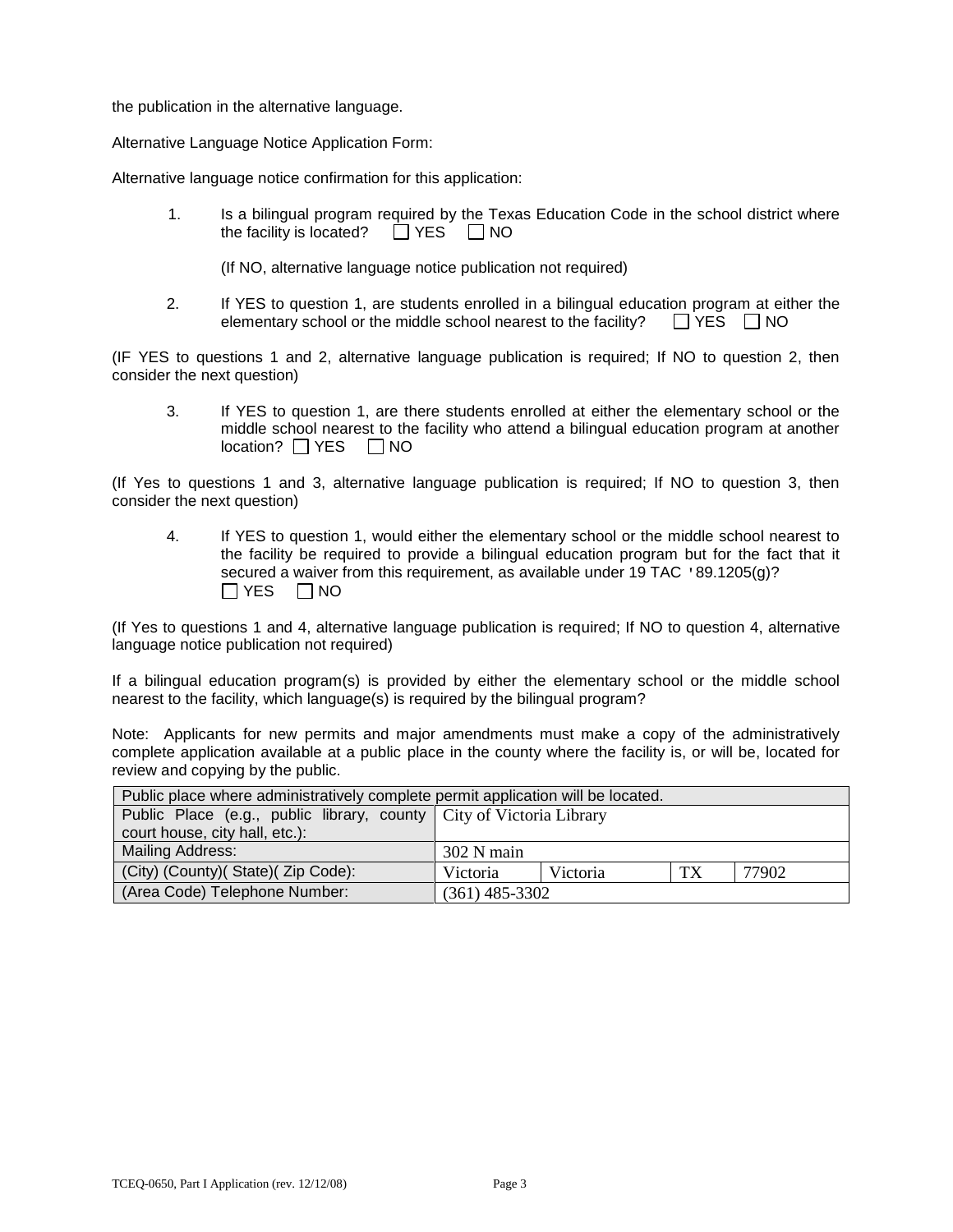the publication in the alternative language.

Alternative Language Notice Application Form:

Alternative language notice confirmation for this application:

1. Is a bilingual program required by the Texas Education Code in the school district where the facility is located? ☐ YES ☐ NO

   (If NO, alternative language notice publication not required)

2. If YES to question 1, are students enrolled in a bilingual education program at either the elementary school or the middle school nearest to the facility? ☐ YES ☐ NO

(IF YES to questions 1 and 2, alternative language publication is required; If NO to question 2, then consider the next question)

3. If YES to question 1, are there students enrolled at either the elementary school or the middle school nearest to the facility who attend a bilingual education program at another location? ☐ YES ☐ NO

(If Yes to questions 1 and 3, alternative language publication is required; If NO to question 3, then consider the next question)

4. If YES to question 1, would either the elementary school or the middle school nearest to the facility be required to provide a bilingual education program but for the fact that it secured a waiver from this requirement, as available under 19 TAC '89.1205(g)?
   ☐ YES ☐ NO

(If Yes to questions 1 and 4, alternative language publication is required; If NO to question 4, alternative language notice publication not required)

If a bilingual education program(s) is provided by either the elementary school or the middle school nearest to the facility, which language(s) is required by the bilingual program?

Note: Applicants for new permits and major amendments must make a copy of the administratively complete application available at a public place in the county where the facility is, or will be, located for review and copying by the public.

| Public place where administratively complete permit application will be located. | | | | |
|---|---|---|---|---|
| Public Place (e.g., public library, county court house, city hall, etc.): | City of Victoria Library | | | |
| Mailing Address: | 302 N main | | | |
| (City) (County)( State)( Zip Code): | Victoria | Victoria | TX | 77902 |
| (Area Code) Telephone Number: | (361) 485-3302 | | | |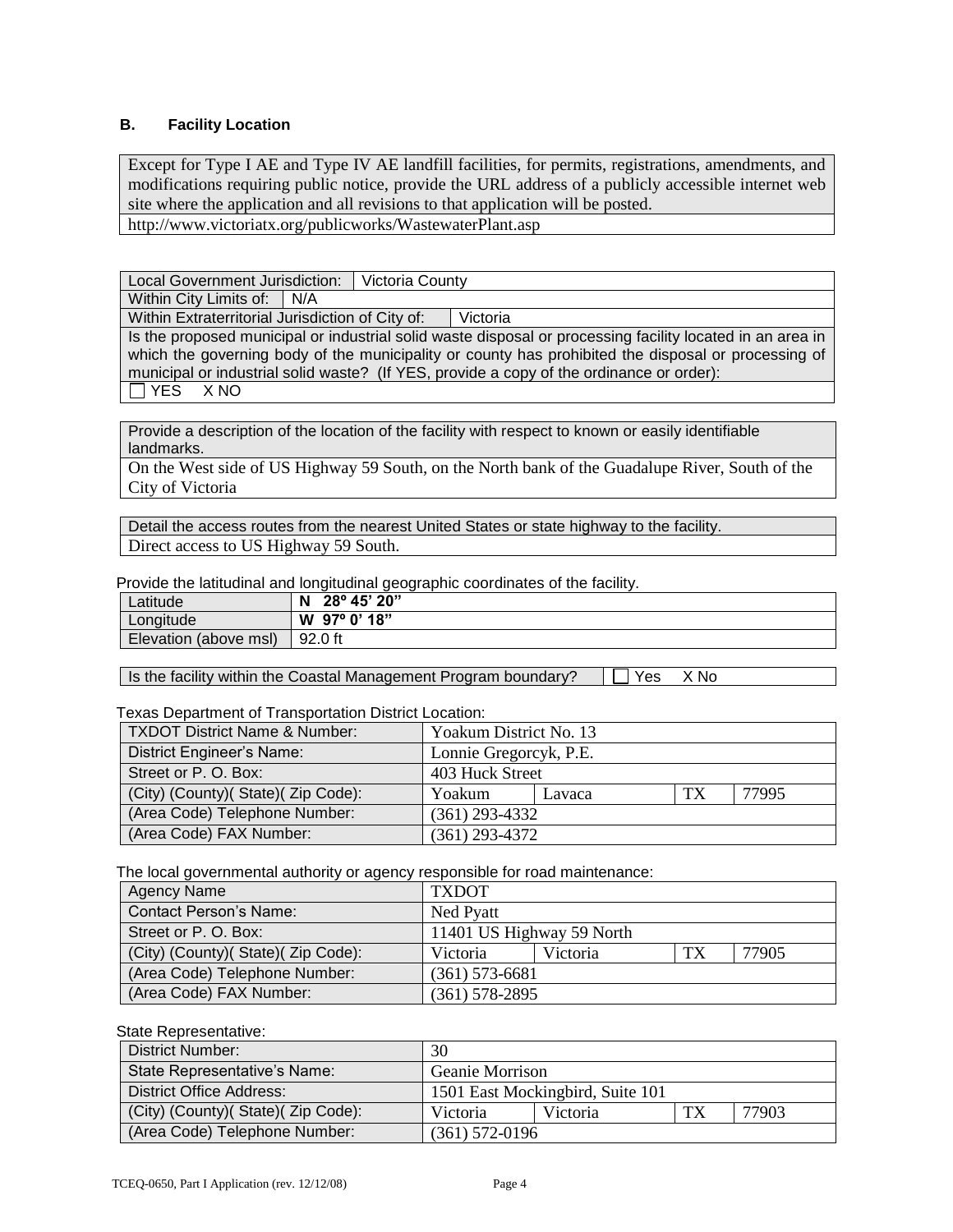## B. Facility Location

| Except for Type I AE and Type IV AE landfill facilities, for permits, registrations, amendments, and modifications requiring public notice, provide the URL address of a publicly accessible internet web site where the application and all revisions to that application will be posted. |
|---|
| http://www.victoriatx.org/publicworks/WastewaterPlant.asp |

| Local Government Jurisdiction: | Victoria County |
|---|---|
| Within City Limits of: | N/A |
| Within Extraterritorial Jurisdiction of City of: | Victoria |
| Is the proposed municipal or industrial solid waste disposal or processing facility located in an area in which the governing body of the municipality or county has prohibited the disposal or processing of municipal or industrial solid waste? (If YES, provide a copy of the ordinance or order): | |
| ☐ YES X NO | |

| Provide a description of the location of the facility with respect to known or easily identifiable landmarks. |
|---|
| On the West side of US Highway 59 South, on the North bank of the Guadalupe River, South of the City of Victoria |

| Detail the access routes from the nearest United States or state highway to the facility. |
|---|
| Direct access to US Highway 59 South. |

Provide the latitudinal and longitudinal geographic coordinates of the facility.

| Latitude | **N 28º 45' 20"** |
|---|---|
| Longitude | **W 97º 0' 18"** |
| Elevation (above msl) | 92.0 ft |

| Is the facility within the Coastal Management Program boundary? | ☐ Yes X No |
|---|---|

Texas Department of Transportation District Location:

| TXDOT District Name & Number: | Yoakum District No. 13 | | | |
|---|---|---|---|---|
| District Engineer's Name: | Lonnie Gregorcyk, P.E. | | | |
| Street or P. O. Box: | 403 Huck Street | | | |
| (City) (County)( State)( Zip Code): | Yoakum | Lavaca | TX | 77995 |
| (Area Code) Telephone Number: | (361) 293-4332 | | | |
| (Area Code) FAX Number: | (361) 293-4372 | | | |

The local governmental authority or agency responsible for road maintenance:

| Agency Name | TXDOT | | | |
|---|---|---|---|---|
| Contact Person's Name: | Ned Pyatt | | | |
| Street or P. O. Box: | 11401 US Highway 59 North | | | |
| (City) (County)( State)( Zip Code): | Victoria | Victoria | TX | 77905 |
| (Area Code) Telephone Number: | (361) 573-6681 | | | |
| (Area Code) FAX Number: | (361) 578-2895 | | | |

State Representative:

| District Number: | 30 | | | |
|---|---|---|---|---|
| State Representative's Name: | Geanie Morrison | | | |
| District Office Address: | 1501 East Mockingbird, Suite 101 | | | |
| (City) (County)( State)( Zip Code): | Victoria | Victoria | TX | 77903 |
| (Area Code) Telephone Number: | (361) 572-0196 | | | |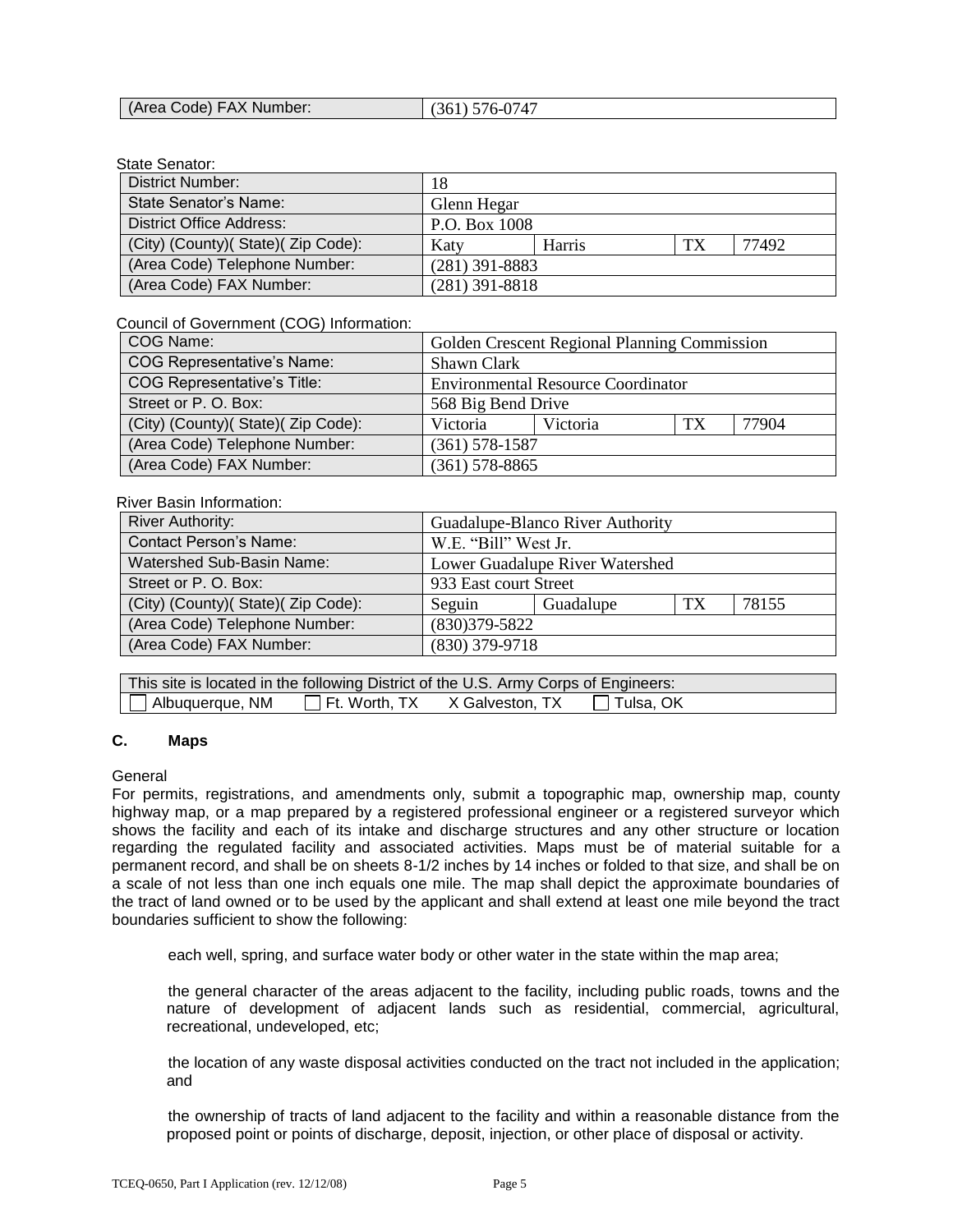| (Area Code) FAX Number: | (361) 576-0747 |
|---|---|

State Senator:

| District Number: | 18 | | | |
|---|---|---|---|---|
| State Senator's Name: | Glenn Hegar | | | |
| District Office Address: | P.O. Box 1008 | | | |
| (City) (County)( State)( Zip Code): | Katy | Harris | TX | 77492 |
| (Area Code) Telephone Number: | (281) 391-8883 | | | |
| (Area Code) FAX Number: | (281) 391-8818 | | | |

Council of Government (COG) Information:

| COG Name: | Golden Crescent Regional Planning Commission | | | |
|---|---|---|---|---|
| COG Representative's Name: | Shawn Clark | | | |
| COG Representative's Title: | Environmental Resource Coordinator | | | |
| Street or P. O. Box: | 568 Big Bend Drive | | | |
| (City) (County)( State)( Zip Code): | Victoria | Victoria | TX | 77904 |
| (Area Code) Telephone Number: | (361) 578-1587 | | | |
| (Area Code) FAX Number: | (361) 578-8865 | | | |

River Basin Information:

| River Authority: | Guadalupe-Blanco River Authority | | | |
|---|---|---|---|---|
| Contact Person's Name: | W.E. "Bill" West Jr. | | | |
| Watershed Sub-Basin Name: | Lower Guadalupe River Watershed | | | |
| Street or P. O. Box: | 933 East court Street | | | |
| (City) (County)( State)( Zip Code): | Seguin | Guadalupe | TX | 78155 |
| (Area Code) Telephone Number: | (830)379-5822 | | | |
| (Area Code) FAX Number: | (830) 379-9718 | | | |

| This site is located in the following District of the U.S. Army Corps of Engineers: |
|---|
| ☐ Albuquerque, NM ☐ Ft. Worth, TX X Galveston, TX ☐ Tulsa, OK |

## C. Maps

General

For permits, registrations, and amendments only, submit a topographic map, ownership map, county highway map, or a map prepared by a registered professional engineer or a registered surveyor which shows the facility and each of its intake and discharge structures and any other structure or location regarding the regulated facility and associated activities. Maps must be of material suitable for a permanent record, and shall be on sheets 8-1/2 inches by 14 inches or folded to that size, and shall be on a scale of not less than one inch equals one mile. The map shall depict the approximate boundaries of the tract of land owned or to be used by the applicant and shall extend at least one mile beyond the tract boundaries sufficient to show the following:

each well, spring, and surface water body or other water in the state within the map area;

the general character of the areas adjacent to the facility, including public roads, towns and the nature of development of adjacent lands such as residential, commercial, agricultural, recreational, undeveloped, etc;

the location of any waste disposal activities conducted on the tract not included in the application; and

the ownership of tracts of land adjacent to the facility and within a reasonable distance from the proposed point or points of discharge, deposit, injection, or other place of disposal or activity.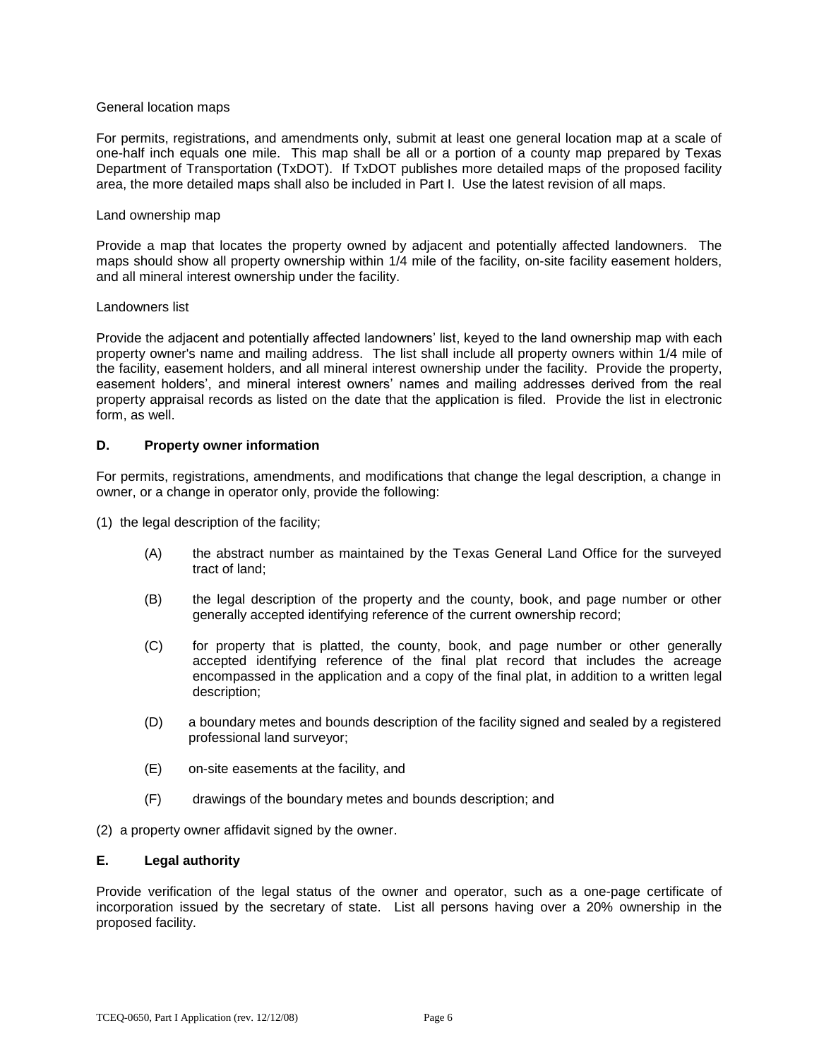General location maps

For permits, registrations, and amendments only, submit at least one general location map at a scale of one-half inch equals one mile. This map shall be all or a portion of a county map prepared by Texas Department of Transportation (TxDOT). If TxDOT publishes more detailed maps of the proposed facility area, the more detailed maps shall also be included in Part I. Use the latest revision of all maps.

Land ownership map

Provide a map that locates the property owned by adjacent and potentially affected landowners. The maps should show all property ownership within 1/4 mile of the facility, on-site facility easement holders, and all mineral interest ownership under the facility.

Landowners list

Provide the adjacent and potentially affected landowners' list, keyed to the land ownership map with each property owner's name and mailing address. The list shall include all property owners within 1/4 mile of the facility, easement holders, and all mineral interest ownership under the facility. Provide the property, easement holders', and mineral interest owners' names and mailing addresses derived from the real property appraisal records as listed on the date that the application is filed. Provide the list in electronic form, as well.

**D. Property owner information**

For permits, registrations, amendments, and modifications that change the legal description, a change in owner, or a change in operator only, provide the following:

(1) the legal description of the facility;

(A) the abstract number as maintained by the Texas General Land Office for the surveyed tract of land;

(B) the legal description of the property and the county, book, and page number or other generally accepted identifying reference of the current ownership record;

(C) for property that is platted, the county, book, and page number or other generally accepted identifying reference of the final plat record that includes the acreage encompassed in the application and a copy of the final plat, in addition to a written legal description;

(D) a boundary metes and bounds description of the facility signed and sealed by a registered professional land surveyor;

(E) on-site easements at the facility, and

(F) drawings of the boundary metes and bounds description; and

(2) a property owner affidavit signed by the owner.

**E. Legal authority**

Provide verification of the legal status of the owner and operator, such as a one-page certificate of incorporation issued by the secretary of state. List all persons having over a 20% ownership in the proposed facility.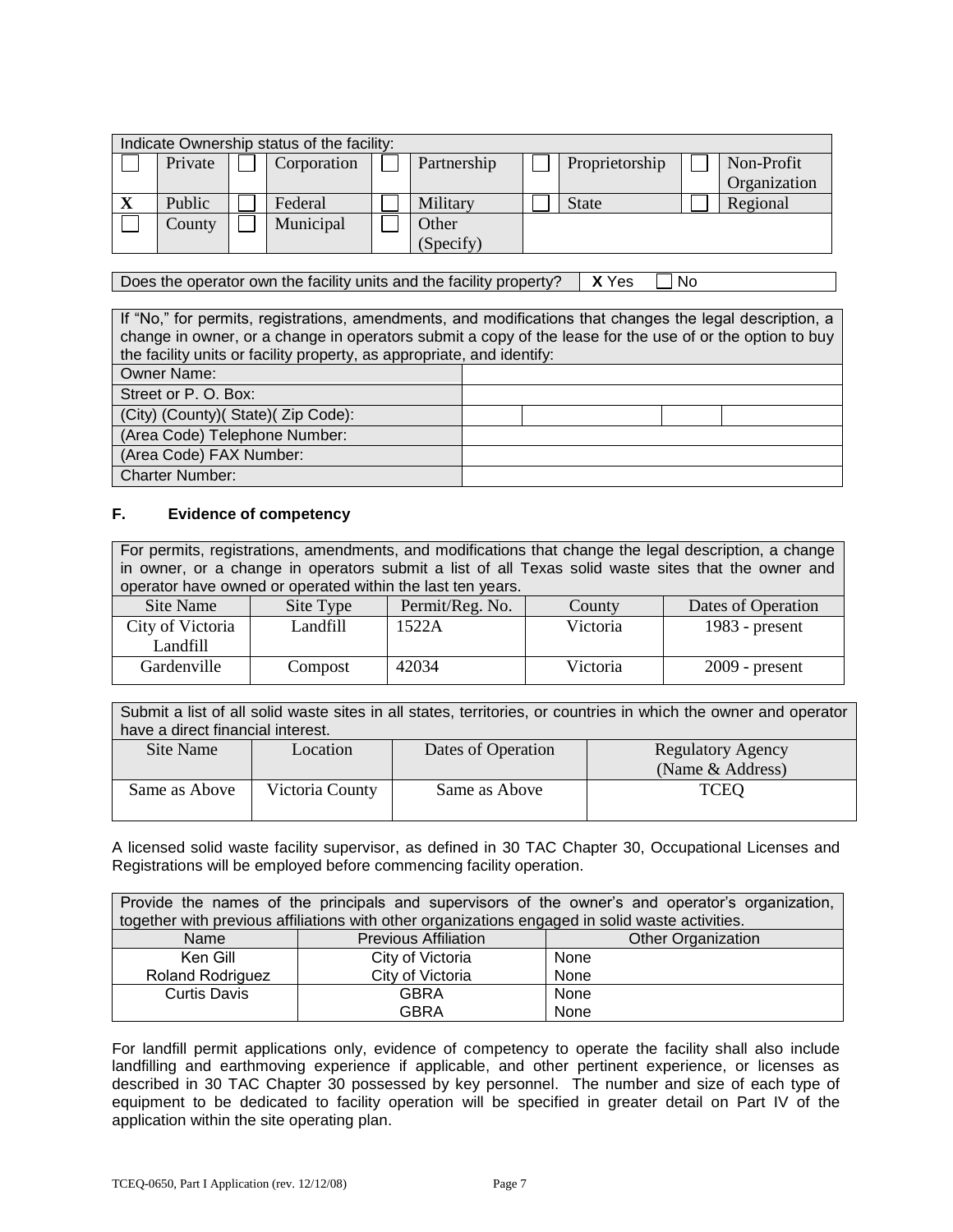| Indicate Ownership status of the facility: | | | | | | | | | |
|---|---|---|---|---|---|---|---|---|---|
| ☐ | Private | ☐ | Corporation | ☐ | Partnership | ☐ | Proprietorship | ☐ | Non-Profit Organization |
| X | Public | ☐ | Federal | ☐ | Military | ☐ | State | ☐ | Regional |
| ☐ | County | ☐ | Municipal | ☐ | Other (Specify) | | | | |

| Does the operator own the facility units and the facility property? | **X** Yes ☐ No |
|---|---|

| If "No," for permits, registrations, amendments, and modifications that changes the legal description, a change in owner, or a change in operators submit a copy of the lease for the use of or the option to buy the facility units or facility property, as appropriate, and identify: | | | | |
|---|---|---|---|---|
| Owner Name: | | | | |
| Street or P. O. Box: | | | | |
| (City) (County)( State)( Zip Code): | | | | |
| (Area Code) Telephone Number: | | | | |
| (Area Code) FAX Number: | | | | |
| Charter Number: | | | | |

### F. Evidence of competency

| For permits, registrations, amendments, and modifications that change the legal description, a change in owner, or a change in operators submit a list of all Texas solid waste sites that the owner and operator have owned or operated within the last ten years. | | | | |
|---|---|---|---|---|
| Site Name | Site Type | Permit/Reg. No. | County | Dates of Operation |
| City of Victoria Landfill | Landfill | 1522A | Victoria | 1983 - present |
| Gardenville | Compost | 42034 | Victoria | 2009 - present |

| Submit a list of all solid waste sites in all states, territories, or countries in which the owner and operator have a direct financial interest. | | | |
|---|---|---|---|
| Site Name | Location | Dates of Operation | Regulatory Agency (Name & Address) |
| Same as Above | Victoria County | Same as Above | TCEQ |

A licensed solid waste facility supervisor, as defined in 30 TAC Chapter 30, Occupational Licenses and Registrations will be employed before commencing facility operation.

| Provide the names of the principals and supervisors of the owner's and operator's organization, together with previous affiliations with other organizations engaged in solid waste activities. | | |
|---|---|---|
| Name | Previous Affiliation | Other Organization |
| Ken Gill | City of Victoria | None |
| Roland Rodriguez | City of Victoria | None |
| Curtis Davis | GBRA | None |
| | GBRA | None |

For landfill permit applications only, evidence of competency to operate the facility shall also include landfilling and earthmoving experience if applicable, and other pertinent experience, or licenses as described in 30 TAC Chapter 30 possessed by key personnel. The number and size of each type of equipment to be dedicated to facility operation will be specified in greater detail on Part IV of the application within the site operating plan.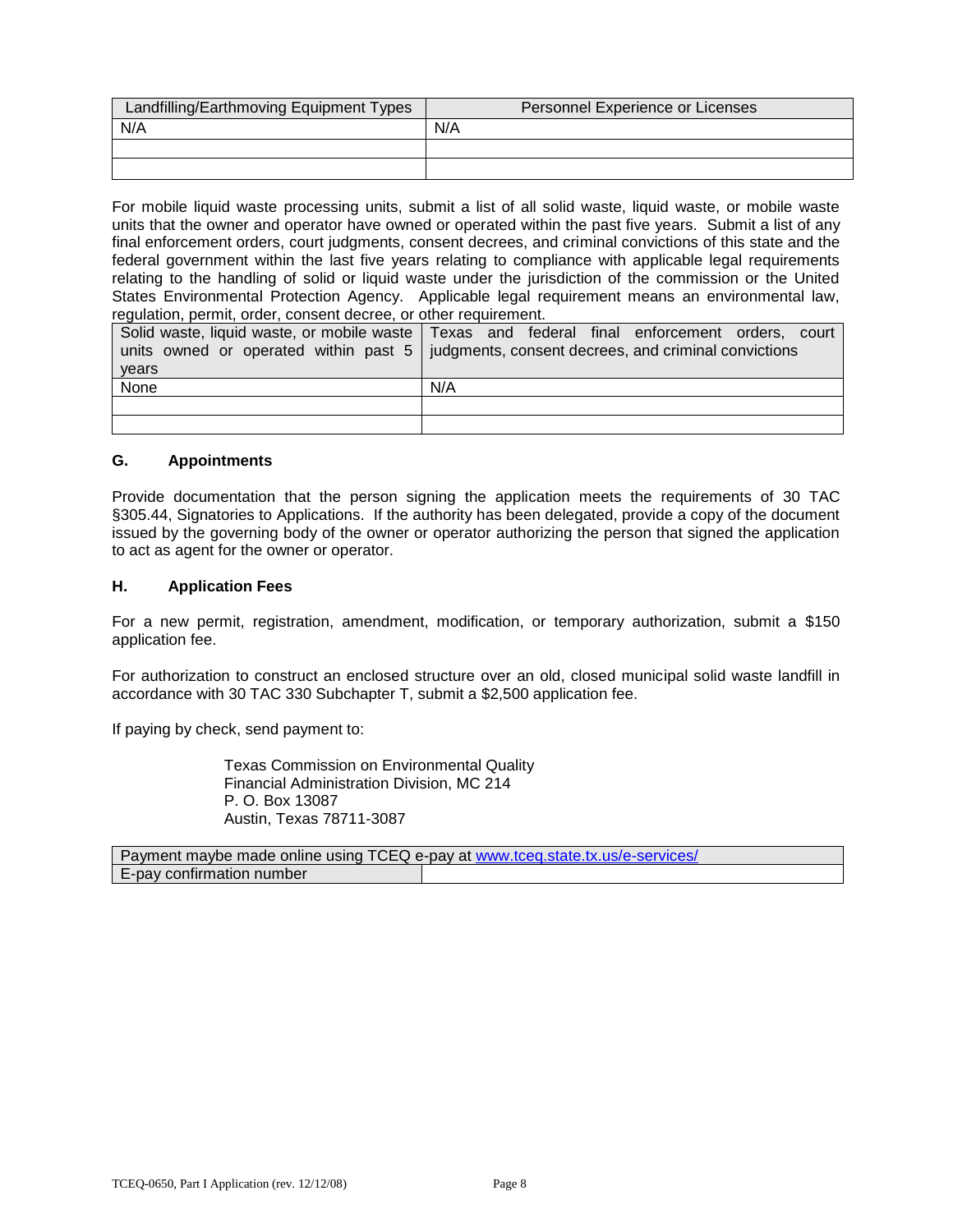| Landfilling/Earthmoving Equipment Types | Personnel Experience or Licenses |
|---|---|
| N/A | N/A |
| | |
| | |

For mobile liquid waste processing units, submit a list of all solid waste, liquid waste, or mobile waste units that the owner and operator have owned or operated within the past five years. Submit a list of any final enforcement orders, court judgments, consent decrees, and criminal convictions of this state and the federal government within the last five years relating to compliance with applicable legal requirements relating to the handling of solid or liquid waste under the jurisdiction of the commission or the United States Environmental Protection Agency. Applicable legal requirement means an environmental law, regulation, permit, order, consent decree, or other requirement.

| Solid waste, liquid waste, or mobile waste units owned or operated within past 5 years | Texas and federal final enforcement orders, court judgments, consent decrees, and criminal convictions |
|---|---|
| None | N/A |
| | |
| | |

### G. Appointments

Provide documentation that the person signing the application meets the requirements of 30 TAC §305.44, Signatories to Applications. If the authority has been delegated, provide a copy of the document issued by the governing body of the owner or operator authorizing the person that signed the application to act as agent for the owner or operator.

### H. Application Fees

For a new permit, registration, amendment, modification, or temporary authorization, submit a $150 application fee.

For authorization to construct an enclosed structure over an old, closed municipal solid waste landfill in accordance with 30 TAC 330 Subchapter T, submit a $2,500 application fee.

If paying by check, send payment to:

Texas Commission on Environmental Quality
Financial Administration Division, MC 214
P. O. Box 13087
Austin, Texas 78711-3087

| Payment maybe made online using TCEQ e-pay at www.tceq.state.tx.us/e-services/ | |
|---|---|
| E-pay confirmation number | |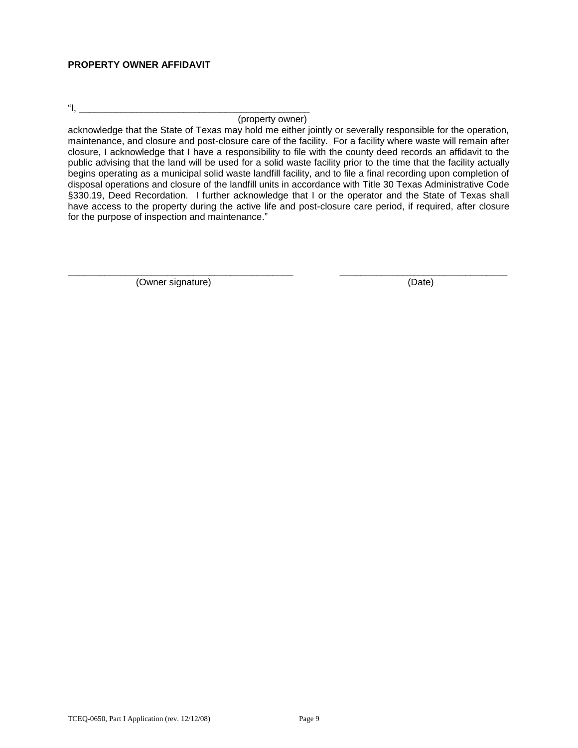**PROPERTY OWNER AFFIDAVIT**

"I, ____________________________________________
(property owner)

acknowledge that the State of Texas may hold me either jointly or severally responsible for the operation, maintenance, and closure and post-closure care of the facility. For a facility where waste will remain after closure, I acknowledge that I have a responsibility to file with the county deed records an affidavit to the public advising that the land will be used for a solid waste facility prior to the time that the facility actually begins operating as a municipal solid waste landfill facility, and to file a final recording upon completion of disposal operations and closure of the landfill units in accordance with Title 30 Texas Administrative Code §330.19, Deed Recordation. I further acknowledge that I or the operator and the State of Texas shall have access to the property during the active life and post-closure care period, if required, after closure for the purpose of inspection and maintenance."

____________________________________________ ________________________________
(Owner signature) (Date)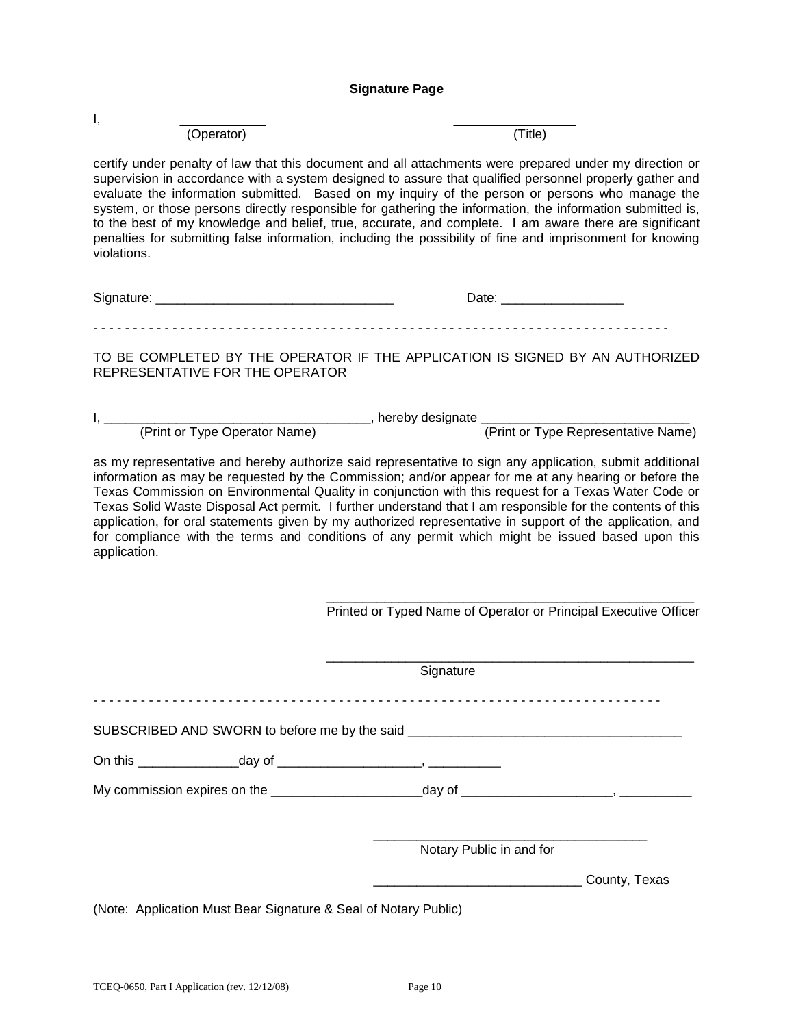**Signature Page**

I, \_\_\_\_\_\_\_\_\_\_\_\_ (Operator) \_\_\_\_\_\_\_\_\_\_\_\_\_\_\_\_\_ (Title)

certify under penalty of law that this document and all attachments were prepared under my direction or supervision in accordance with a system designed to assure that qualified personnel properly gather and evaluate the information submitted. Based on my inquiry of the person or persons who manage the system, or those persons directly responsible for gathering the information, the information submitted is, to the best of my knowledge and belief, true, accurate, and complete. I am aware there are significant penalties for submitting false information, including the possibility of fine and imprisonment for knowing violations.

Signature: \_\_\_\_\_\_\_\_\_\_\_\_\_\_\_\_\_\_\_\_\_\_\_\_\_\_\_\_\_\_\_\_\_ Date: \_\_\_\_\_\_\_\_\_\_\_\_\_\_\_\_\_

\- - - - - - - - - - - - - - - - - - - - - - - - - - - - - - - - - - - - - - - - - - - - - - - - - - - - - - - - - - - - - - - - - - - - - - - -

TO BE COMPLETED BY THE OPERATOR IF THE APPLICATION IS SIGNED BY AN AUTHORIZED REPRESENTATIVE FOR THE OPERATOR

I, \_\_\_\_\_\_\_\_\_\_\_\_\_\_\_\_\_\_\_\_\_\_\_\_\_\_\_\_\_\_\_\_\_\_\_\_\_ (Print or Type Operator Name), hereby designate \_\_\_\_\_\_\_\_\_\_\_\_\_\_\_\_\_\_\_\_\_\_\_\_\_\_\_\_\_ (Print or Type Representative Name)

as my representative and hereby authorize said representative to sign any application, submit additional information as may be requested by the Commission; and/or appear for me at any hearing or before the Texas Commission on Environmental Quality in conjunction with this request for a Texas Water Code or Texas Solid Waste Disposal Act permit. I further understand that I am responsible for the contents of this application, for oral statements given by my authorized representative in support of the application, and for compliance with the terms and conditions of any permit which might be issued based upon this application.

\_\_\_\_\_\_\_\_\_\_\_\_\_\_\_\_\_\_\_\_\_\_\_\_\_\_\_\_\_\_\_\_\_\_\_\_\_\_\_\_\_\_\_\_\_\_\_\_\_\_\_\_
Printed or Typed Name of Operator or Principal Executive Officer

\_\_\_\_\_\_\_\_\_\_\_\_\_\_\_\_\_\_\_\_\_\_\_\_\_\_\_\_\_\_\_\_\_\_\_\_\_\_\_\_\_\_\_\_\_\_\_\_\_\_\_\_
Signature

\- - - - - - - - - - - - - - - - - - - - - - - - - - - - - - - - - - - - - - - - - - - - - - - - - - - - - - - - - - - - - - - - - - - - - -

SUBSCRIBED AND SWORN to before me by the said \_\_\_\_\_\_\_\_\_\_\_\_\_\_\_\_\_\_\_\_\_\_\_\_\_\_\_\_\_\_\_\_\_\_\_\_\_\_

On this \_\_\_\_\_\_\_\_\_\_\_\_\_\_day of \_\_\_\_\_\_\_\_\_\_\_\_\_\_\_\_\_\_\_\_, \_\_\_\_\_\_\_\_\_\_

My commission expires on the \_\_\_\_\_\_\_\_\_\_\_\_\_\_\_\_\_\_\_\_\_day of \_\_\_\_\_\_\_\_\_\_\_\_\_\_\_\_\_\_\_\_\_, \_\_\_\_\_\_\_\_\_\_

\_\_\_\_\_\_\_\_\_\_\_\_\_\_\_\_\_\_\_\_\_\_\_\_\_\_\_\_\_\_\_\_\_\_\_\_\_\_\_\_
Notary Public in and for

\_\_\_\_\_\_\_\_\_\_\_\_\_\_\_\_\_\_\_\_\_\_\_\_\_\_\_\_\_ County, Texas

(Note: Application Must Bear Signature & Seal of Notary Public)